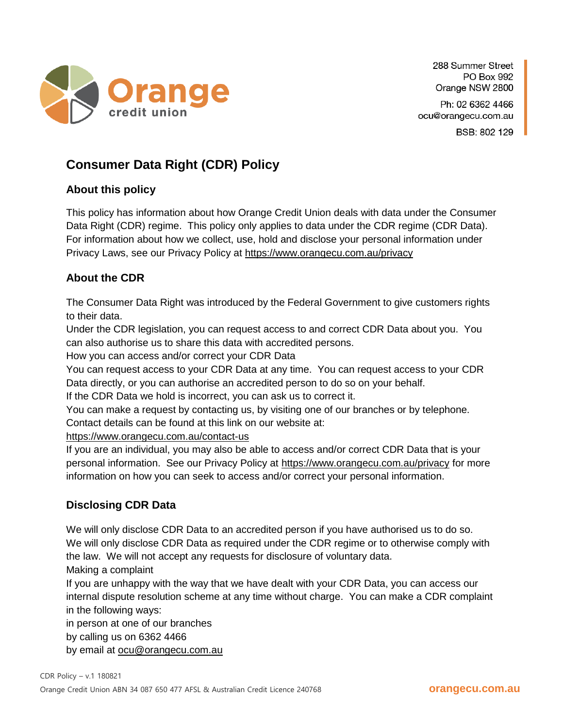Orange credit union

288 Summer Street
PO Box 992
Orange NSW 2800

Ph: 02 6362 4466
ocu@orangecu.com.au

BSB: 802 129

# Consumer Data Right (CDR) Policy

## About this policy

This policy has information about how Orange Credit Union deals with data under the Consumer Data Right (CDR) regime. This policy only applies to data under the CDR regime (CDR Data). For information about how we collect, use, hold and disclose your personal information under Privacy Laws, see our Privacy Policy at https://www.orangecu.com.au/privacy

## About the CDR

The Consumer Data Right was introduced by the Federal Government to give customers rights to their data.

Under the CDR legislation, you can request access to and correct CDR Data about you. You can also authorise us to share this data with accredited persons.

How you can access and/or correct your CDR Data

You can request access to your CDR Data at any time. You can request access to your CDR Data directly, or you can authorise an accredited person to do so on your behalf.

If the CDR Data we hold is incorrect, you can ask us to correct it.

You can make a request by contacting us, by visiting one of our branches or by telephone. Contact details can be found at this link on our website at:
https://www.orangecu.com.au/contact-us

If you are an individual, you may also be able to access and/or correct CDR Data that is your personal information. See our Privacy Policy at https://www.orangecu.com.au/privacy for more information on how you can seek to access and/or correct your personal information.

## Disclosing CDR Data

We will only disclose CDR Data to an accredited person if you have authorised us to do so.

We will only disclose CDR Data as required under the CDR regime or to otherwise comply with the law. We will not accept any requests for disclosure of voluntary data.

Making a complaint

If you are unhappy with the way that we have dealt with your CDR Data, you can access our internal dispute resolution scheme at any time without charge. You can make a CDR complaint in the following ways:

in person at one of our branches

by calling us on 6362 4466

by email at ocu@orangecu.com.au

CDR Policy – v.1 180821

Orange Credit Union ABN 34 087 650 477 AFSL & Australian Credit Licence 240768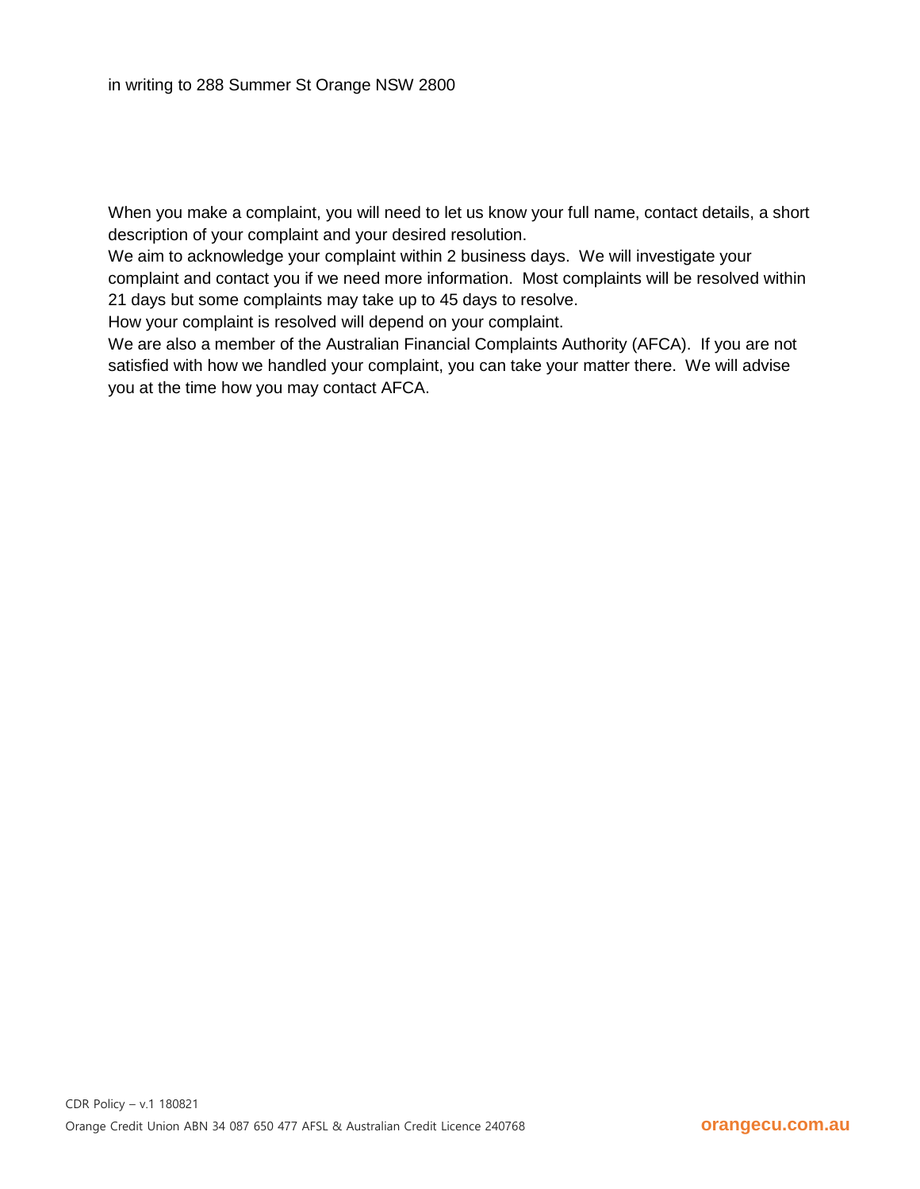in writing to 288 Summer St Orange NSW 2800

When you make a complaint, you will need to let us know your full name, contact details, a short description of your complaint and your desired resolution.

We aim to acknowledge your complaint within 2 business days. We will investigate your complaint and contact you if we need more information. Most complaints will be resolved within 21 days but some complaints may take up to 45 days to resolve.

How your complaint is resolved will depend on your complaint.

We are also a member of the Australian Financial Complaints Authority (AFCA). If you are not satisfied with how we handled your complaint, you can take your matter there. We will advise you at the time how you may contact AFCA.